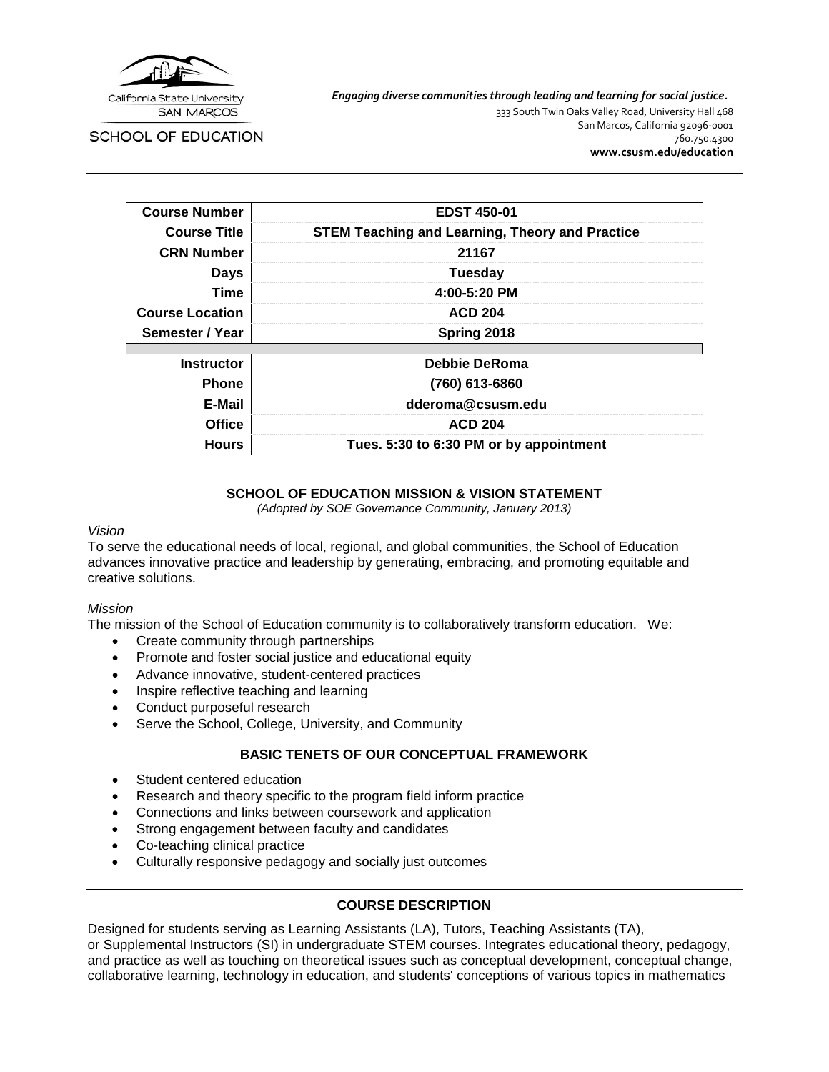California State University SAN MARCOS

SCHOOL OF EDUCATION

*Engaging diverse communities through leading and learning for social justice.*

333 South Twin Oaks Valley Road, University Hall 468
San Marcos, California 92096-0001
760.750.4300
**www.csusm.edu/education**

| | |
|---|---|
| **Course Number** | **EDST 450-01** |
| **Course Title** | **STEM Teaching and Learning, Theory and Practice** |
| **CRN Number** | **21167** |
| **Days** | **Tuesday** |
| **Time** | **4:00-5:20 PM** |
| **Course Location** | **ACD 204** |
| **Semester / Year** | **Spring 2018** |
| | |
| **Instructor** | **Debbie DeRoma** |
| **Phone** | **(760) 613-6860** |
| **E-Mail** | **dderoma@csusm.edu** |
| **Office** | **ACD 204** |
| **Hours** | **Tues. 5:30 to 6:30 PM or by appointment** |

## SCHOOL OF EDUCATION MISSION & VISION STATEMENT

*(Adopted by SOE Governance Community, January 2013)*

*Vision*

To serve the educational needs of local, regional, and global communities, the School of Education advances innovative practice and leadership by generating, embracing, and promoting equitable and creative solutions.

*Mission*

The mission of the School of Education community is to collaboratively transform education. We:

- Create community through partnerships
- Promote and foster social justice and educational equity
- Advance innovative, student-centered practices
- Inspire reflective teaching and learning
- Conduct purposeful research
- Serve the School, College, University, and Community

## BASIC TENETS OF OUR CONCEPTUAL FRAMEWORK

- Student centered education
- Research and theory specific to the program field inform practice
- Connections and links between coursework and application
- Strong engagement between faculty and candidates
- Co-teaching clinical practice
- Culturally responsive pedagogy and socially just outcomes

## COURSE DESCRIPTION

Designed for students serving as Learning Assistants (LA), Tutors, Teaching Assistants (TA), or Supplemental Instructors (SI) in undergraduate STEM courses. Integrates educational theory, pedagogy, and practice as well as touching on theoretical issues such as conceptual development, conceptual change, collaborative learning, technology in education, and students' conceptions of various topics in mathematics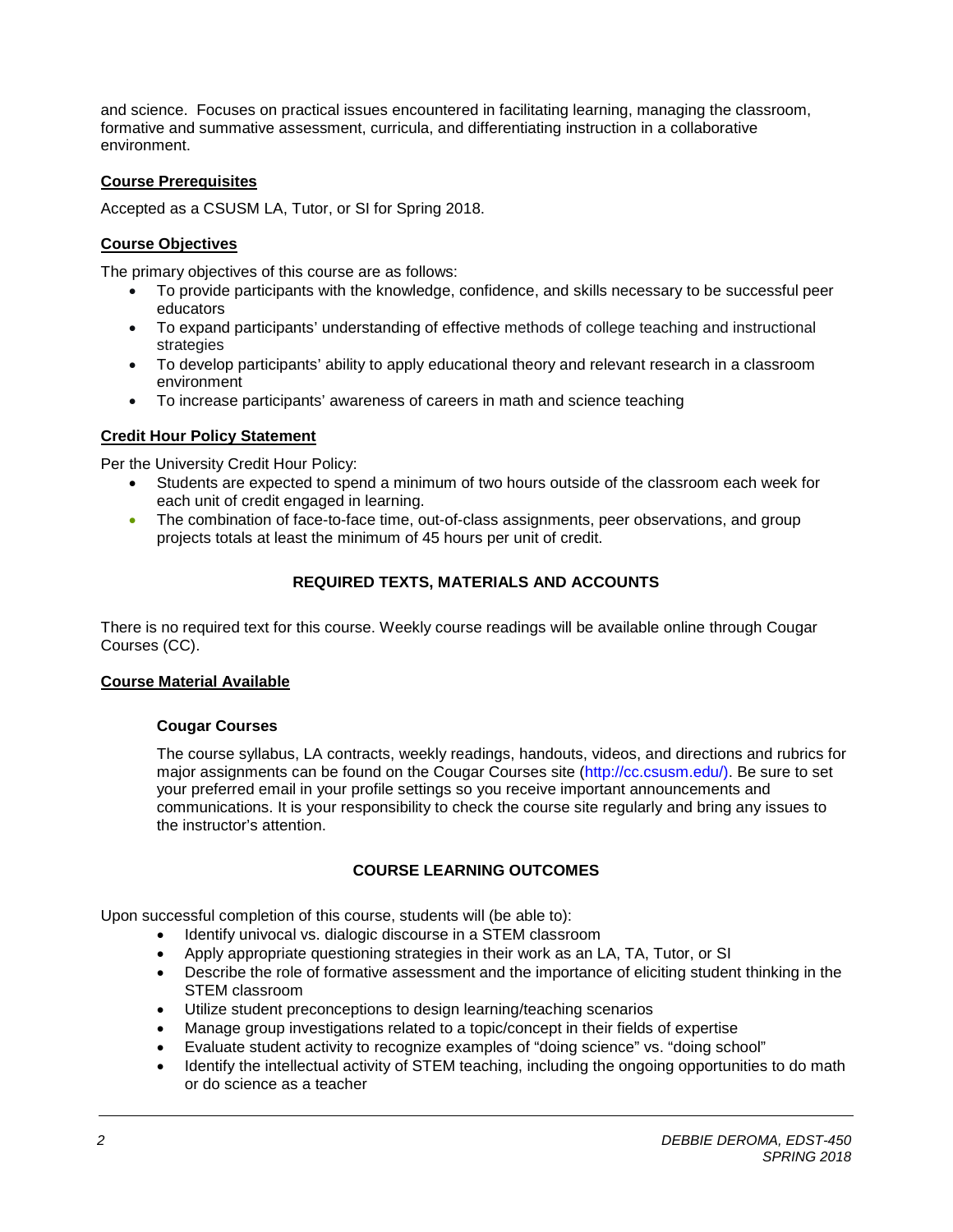and science. Focuses on practical issues encountered in facilitating learning, managing the classroom, formative and summative assessment, curricula, and differentiating instruction in a collaborative environment.

### Course Prerequisites

Accepted as a CSUSM LA, Tutor, or SI for Spring 2018.

### Course Objectives

The primary objectives of this course are as follows:

- To provide participants with the knowledge, confidence, and skills necessary to be successful peer educators
- To expand participants' understanding of effective methods of college teaching and instructional strategies
- To develop participants' ability to apply educational theory and relevant research in a classroom environment
- To increase participants' awareness of careers in math and science teaching

### Credit Hour Policy Statement

Per the University Credit Hour Policy:

- Students are expected to spend a minimum of two hours outside of the classroom each week for each unit of credit engaged in learning.
- The combination of face-to-face time, out-of-class assignments, peer observations, and group projects totals at least the minimum of 45 hours per unit of credit.

## REQUIRED TEXTS, MATERIALS AND ACCOUNTS

There is no required text for this course. Weekly course readings will be available online through Cougar Courses (CC).

### Course Material Available

#### Cougar Courses

The course syllabus, LA contracts, weekly readings, handouts, videos, and directions and rubrics for major assignments can be found on the Cougar Courses site (http://cc.csusm.edu/). Be sure to set your preferred email in your profile settings so you receive important announcements and communications. It is your responsibility to check the course site regularly and bring any issues to the instructor's attention.

## COURSE LEARNING OUTCOMES

Upon successful completion of this course, students will (be able to):

- Identify univocal vs. dialogic discourse in a STEM classroom
- Apply appropriate questioning strategies in their work as an LA, TA, Tutor, or SI
- Describe the role of formative assessment and the importance of eliciting student thinking in the STEM classroom
- Utilize student preconceptions to design learning/teaching scenarios
- Manage group investigations related to a topic/concept in their fields of expertise
- Evaluate student activity to recognize examples of "doing science" vs. "doing school"
- Identify the intellectual activity of STEM teaching, including the ongoing opportunities to do math or do science as a teacher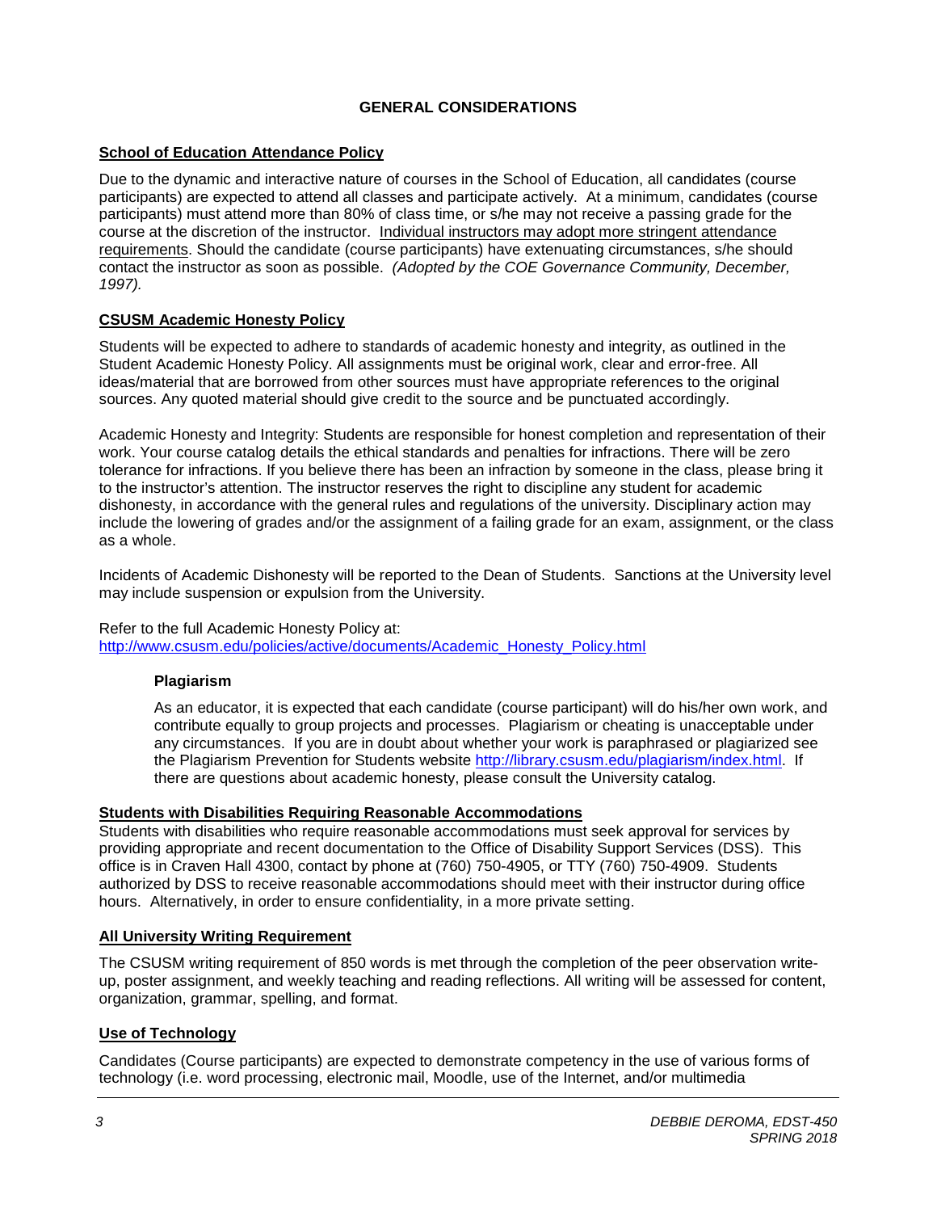# GENERAL CONSIDERATIONS

## School of Education Attendance Policy

Due to the dynamic and interactive nature of courses in the School of Education, all candidates (course participants) are expected to attend all classes and participate actively. At a minimum, candidates (course participants) must attend more than 80% of class time, or s/he may not receive a passing grade for the course at the discretion of the instructor. Individual instructors may adopt more stringent attendance requirements. Should the candidate (course participants) have extenuating circumstances, s/he should contact the instructor as soon as possible. *(Adopted by the COE Governance Community, December, 1997).*

## CSUSM Academic Honesty Policy

Students will be expected to adhere to standards of academic honesty and integrity, as outlined in the Student Academic Honesty Policy. All assignments must be original work, clear and error-free. All ideas/material that are borrowed from other sources must have appropriate references to the original sources. Any quoted material should give credit to the source and be punctuated accordingly.

Academic Honesty and Integrity: Students are responsible for honest completion and representation of their work. Your course catalog details the ethical standards and penalties for infractions. There will be zero tolerance for infractions. If you believe there has been an infraction by someone in the class, please bring it to the instructor's attention. The instructor reserves the right to discipline any student for academic dishonesty, in accordance with the general rules and regulations of the university. Disciplinary action may include the lowering of grades and/or the assignment of a failing grade for an exam, assignment, or the class as a whole.

Incidents of Academic Dishonesty will be reported to the Dean of Students. Sanctions at the University level may include suspension or expulsion from the University.

Refer to the full Academic Honesty Policy at:
http://www.csusm.edu/policies/active/documents/Academic_Honesty_Policy.html

### Plagiarism

As an educator, it is expected that each candidate (course participant) will do his/her own work, and contribute equally to group projects and processes. Plagiarism or cheating is unacceptable under any circumstances. If you are in doubt about whether your work is paraphrased or plagiarized see the Plagiarism Prevention for Students website http://library.csusm.edu/plagiarism/index.html. If there are questions about academic honesty, please consult the University catalog.

## Students with Disabilities Requiring Reasonable Accommodations

Students with disabilities who require reasonable accommodations must seek approval for services by providing appropriate and recent documentation to the Office of Disability Support Services (DSS). This office is in Craven Hall 4300, contact by phone at (760) 750-4905, or TTY (760) 750-4909. Students authorized by DSS to receive reasonable accommodations should meet with their instructor during office hours. Alternatively, in order to ensure confidentiality, in a more private setting.

## All University Writing Requirement

The CSUSM writing requirement of 850 words is met through the completion of the peer observation write-up, poster assignment, and weekly teaching and reading reflections. All writing will be assessed for content, organization, grammar, spelling, and format.

## Use of Technology

Candidates (Course participants) are expected to demonstrate competency in the use of various forms of technology (i.e. word processing, electronic mail, Moodle, use of the Internet, and/or multimedia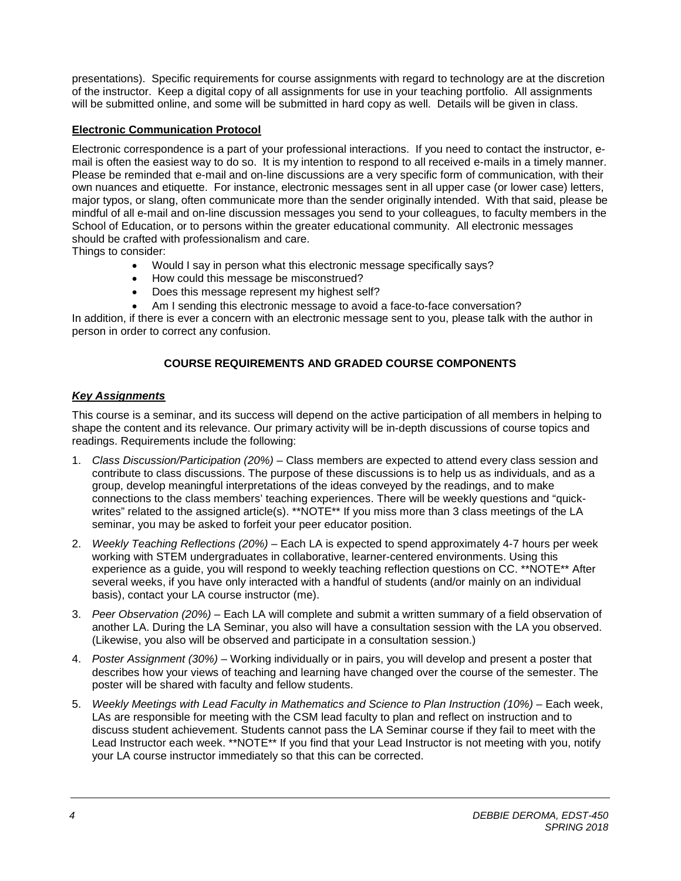presentations). Specific requirements for course assignments with regard to technology are at the discretion of the instructor. Keep a digital copy of all assignments for use in your teaching portfolio. All assignments will be submitted online, and some will be submitted in hard copy as well. Details will be given in class.

### Electronic Communication Protocol

Electronic correspondence is a part of your professional interactions. If you need to contact the instructor, e-mail is often the easiest way to do so. It is my intention to respond to all received e-mails in a timely manner. Please be reminded that e-mail and on-line discussions are a very specific form of communication, with their own nuances and etiquette. For instance, electronic messages sent in all upper case (or lower case) letters, major typos, or slang, often communicate more than the sender originally intended. With that said, please be mindful of all e-mail and on-line discussion messages you send to your colleagues, to faculty members in the School of Education, or to persons within the greater educational community. All electronic messages should be crafted with professionalism and care.

Things to consider:

- Would I say in person what this electronic message specifically says?
- How could this message be misconstrued?
- Does this message represent my highest self?
- Am I sending this electronic message to avoid a face-to-face conversation?

In addition, if there is ever a concern with an electronic message sent to you, please talk with the author in person in order to correct any confusion.

## COURSE REQUIREMENTS AND GRADED COURSE COMPONENTS

### *Key Assignments*

This course is a seminar, and its success will depend on the active participation of all members in helping to shape the content and its relevance. Our primary activity will be in-depth discussions of course topics and readings. Requirements include the following:

1. *Class Discussion/Participation (20%)* – Class members are expected to attend every class session and contribute to class discussions. The purpose of these discussions is to help us as individuals, and as a group, develop meaningful interpretations of the ideas conveyed by the readings, and to make connections to the class members' teaching experiences. There will be weekly questions and "quick-writes" related to the assigned article(s). **NOTE** If you miss more than 3 class meetings of the LA seminar, you may be asked to forfeit your peer educator position.
2. *Weekly Teaching Reflections (20%)* – Each LA is expected to spend approximately 4-7 hours per week working with STEM undergraduates in collaborative, learner-centered environments. Using this experience as a guide, you will respond to weekly teaching reflection questions on CC. **NOTE** After several weeks, if you have only interacted with a handful of students (and/or mainly on an individual basis), contact your LA course instructor (me).
3. *Peer Observation (20%)* – Each LA will complete and submit a written summary of a field observation of another LA. During the LA Seminar, you also will have a consultation session with the LA you observed. (Likewise, you also will be observed and participate in a consultation session.)
4. *Poster Assignment (30%)* – Working individually or in pairs, you will develop and present a poster that describes how your views of teaching and learning have changed over the course of the semester. The poster will be shared with faculty and fellow students.
5. *Weekly Meetings with Lead Faculty in Mathematics and Science to Plan Instruction (10%)* – Each week, LAs are responsible for meeting with the CSM lead faculty to plan and reflect on instruction and to discuss student achievement. Students cannot pass the LA Seminar course if they fail to meet with the Lead Instructor each week. **NOTE** If you find that your Lead Instructor is not meeting with you, notify your LA course instructor immediately so that this can be corrected.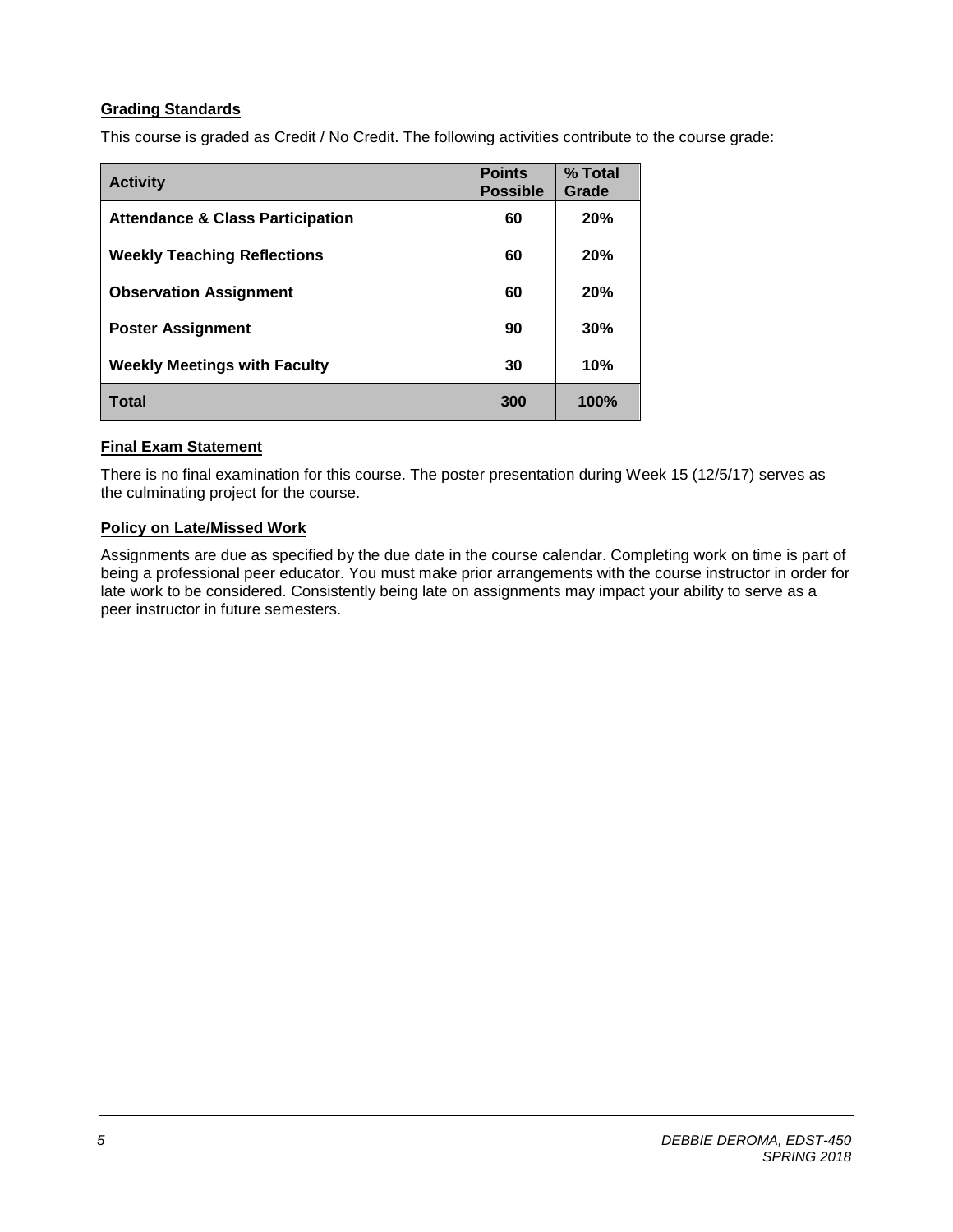### Grading Standards

This course is graded as Credit / No Credit. The following activities contribute to the course grade:

| Activity | Points Possible | % Total Grade |
|---|---|---|
| **Attendance & Class Participation** | **60** | **20%** |
| **Weekly Teaching Reflections** | **60** | **20%** |
| **Observation Assignment** | **60** | **20%** |
| **Poster Assignment** | **90** | **30%** |
| **Weekly Meetings with Faculty** | **30** | **10%** |
| **Total** | **300** | **100%** |

### Final Exam Statement

There is no final examination for this course. The poster presentation during Week 15 (12/5/17) serves as the culminating project for the course.

### Policy on Late/Missed Work

Assignments are due as specified by the due date in the course calendar. Completing work on time is part of being a professional peer educator. You must make prior arrangements with the course instructor in order for late work to be considered. Consistently being late on assignments may impact your ability to serve as a peer instructor in future semesters.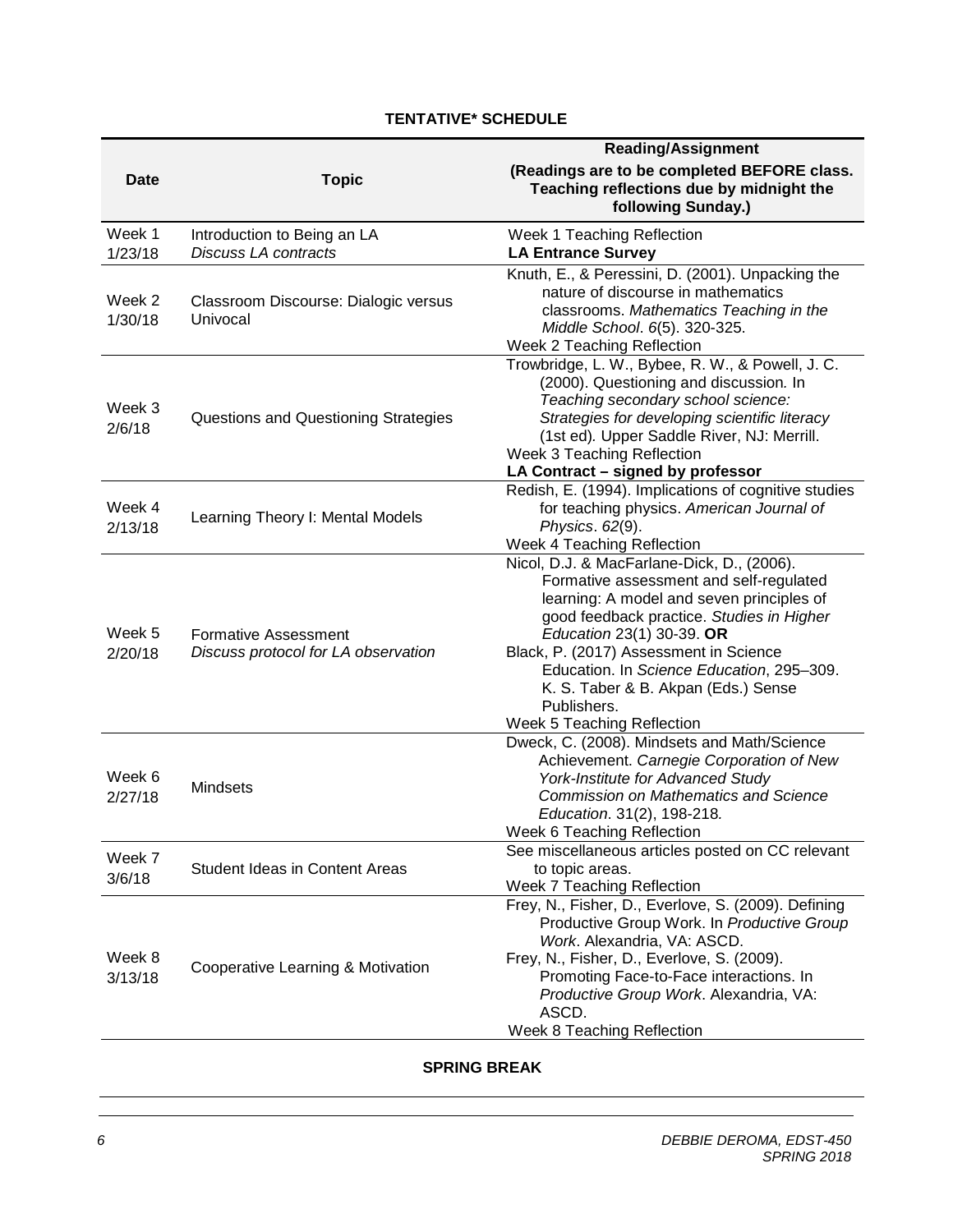**TENTATIVE* SCHEDULE**

| Date | Topic | Reading/Assignment<br>(Readings are to be completed BEFORE class. Teaching reflections due by midnight the following Sunday.) |
| --- | --- | --- |
| Week 1<br>1/23/18 | Introduction to Being an LA<br>*Discuss LA contracts* | Week 1 Teaching Reflection<br>**LA Entrance Survey** |
| Week 2<br>1/30/18 | Classroom Discourse: Dialogic versus Univocal | Knuth, E., & Peressini, D. (2001). Unpacking the nature of discourse in mathematics classrooms. *Mathematics Teaching in the Middle School*. *6*(5). 320-325.<br>Week 2 Teaching Reflection |
| Week 3<br>2/6/18 | Questions and Questioning Strategies | Trowbridge, L. W., Bybee, R. W., & Powell, J. C. (2000). Questioning and discussion*.* In *Teaching secondary school science: Strategies for developing scientific literacy* (1st ed)*.* Upper Saddle River, NJ: Merrill.<br>Week 3 Teaching Reflection<br>**LA Contract – signed by professor** |
| Week 4<br>2/13/18 | Learning Theory I: Mental Models | Redish, E. (1994). Implications of cognitive studies for teaching physics. *American Journal of Physics*. *62*(9).<br>Week 4 Teaching Reflection |
| Week 5<br>2/20/18 | Formative Assessment<br>*Discuss protocol for LA observation* | Nicol, D.J. & MacFarlane-Dick, D., (2006). Formative assessment and self-regulated learning: A model and seven principles of good feedback practice. *Studies in Higher Education* 23(1) 30-39. **OR**<br>Black, P. (2017) Assessment in Science Education. In *Science Education*, 295–309. K. S. Taber & B. Akpan (Eds.) Sense Publishers.<br>Week 5 Teaching Reflection |
| Week 6<br>2/27/18 | Mindsets | Dweck, C. (2008). Mindsets and Math/Science Achievement. *Carnegie Corporation of New York-Institute for Advanced Study Commission on Mathematics and Science Education*. 31(2), 198-218*.*<br>Week 6 Teaching Reflection |
| Week 7<br>3/6/18 | Student Ideas in Content Areas | See miscellaneous articles posted on CC relevant to topic areas.<br>Week 7 Teaching Reflection |
| Week 8<br>3/13/18 | Cooperative Learning & Motivation | Frey, N., Fisher, D., Everlove, S. (2009). Defining Productive Group Work. In *Productive Group Work*. Alexandria, VA: ASCD.<br>Frey, N., Fisher, D., Everlove, S. (2009). Promoting Face-to-Face interactions. In *Productive Group Work*. Alexandria, VA: ASCD.<br>Week 8 Teaching Reflection |

**SPRING BREAK**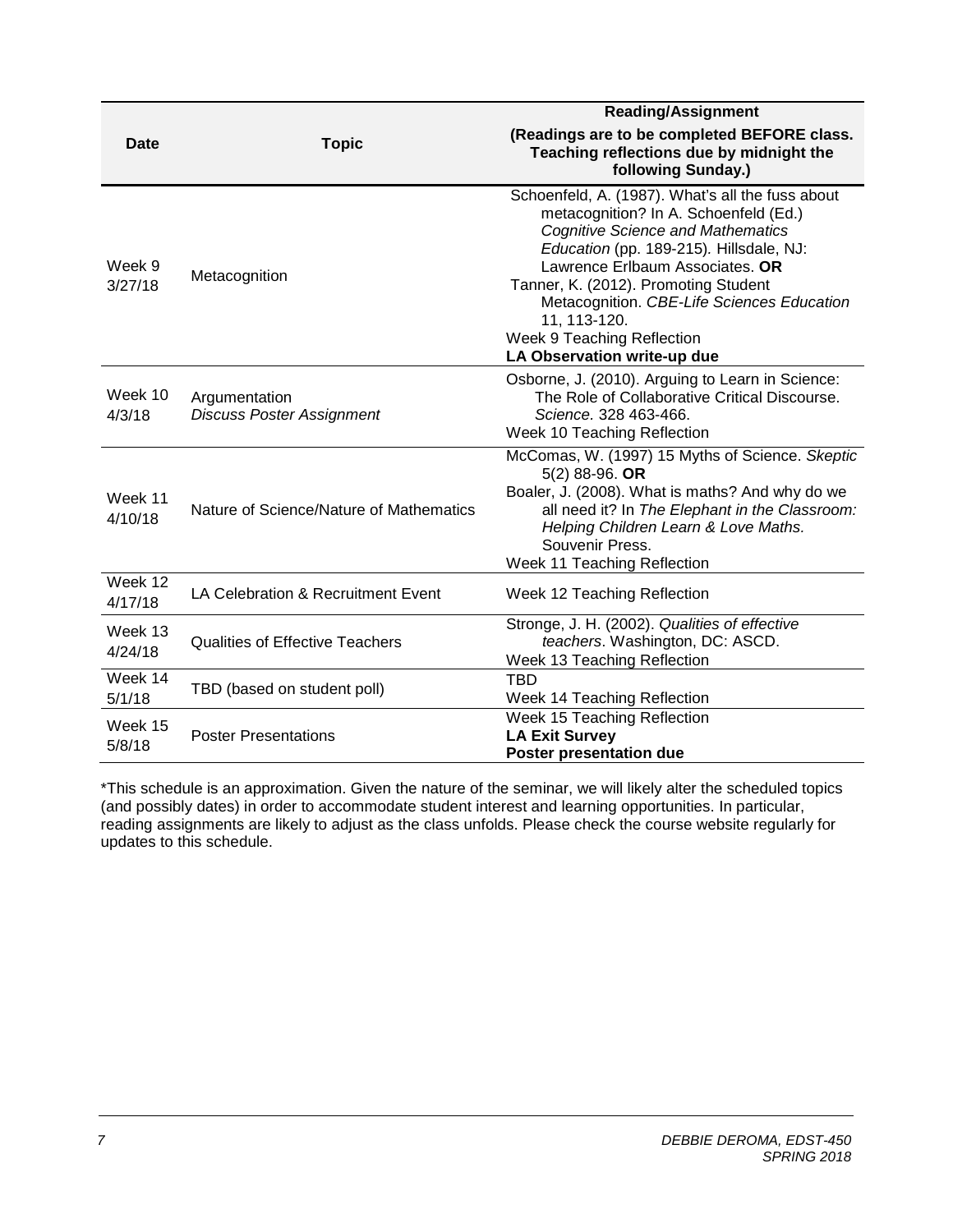| Date | Topic | Reading/Assignment (Readings are to be completed BEFORE class. Teaching reflections due by midnight the following Sunday.) |
|---|---|---|
| Week 9 3/27/18 | Metacognition | Schoenfeld, A. (1987). What's all the fuss about metacognition? In A. Schoenfeld (Ed.) *Cognitive Science and Mathematics Education* (pp. 189-215). Hillsdale, NJ: Lawrence Erlbaum Associates. **OR** Tanner, K. (2012). Promoting Student Metacognition. *CBE-Life Sciences Education* 11, 113-120. Week 9 Teaching Reflection **LA Observation write-up due** |
| Week 10 4/3/18 | Argumentation *Discuss Poster Assignment* | Osborne, J. (2010). Arguing to Learn in Science: The Role of Collaborative Critical Discourse. *Science.* 328 463-466. Week 10 Teaching Reflection |
| Week 11 4/10/18 | Nature of Science/Nature of Mathematics | McComas, W. (1997) 15 Myths of Science. *Skeptic* 5(2) 88-96. **OR** Boaler, J. (2008). What is maths? And why do we all need it? In *The Elephant in the Classroom: Helping Children Learn & Love Maths.* Souvenir Press. Week 11 Teaching Reflection |
| Week 12 4/17/18 | LA Celebration & Recruitment Event | Week 12 Teaching Reflection |
| Week 13 4/24/18 | Qualities of Effective Teachers | Stronge, J. H. (2002). *Qualities of effective teachers*. Washington, DC: ASCD. Week 13 Teaching Reflection |
| Week 14 5/1/18 | TBD (based on student poll) | TBD Week 14 Teaching Reflection |
| Week 15 5/8/18 | Poster Presentations | Week 15 Teaching Reflection **LA Exit Survey** **Poster presentation due** |

*This schedule is an approximation. Given the nature of the seminar, we will likely alter the scheduled topics (and possibly dates) in order to accommodate student interest and learning opportunities. In particular, reading assignments are likely to adjust as the class unfolds. Please check the course website regularly for updates to this schedule.